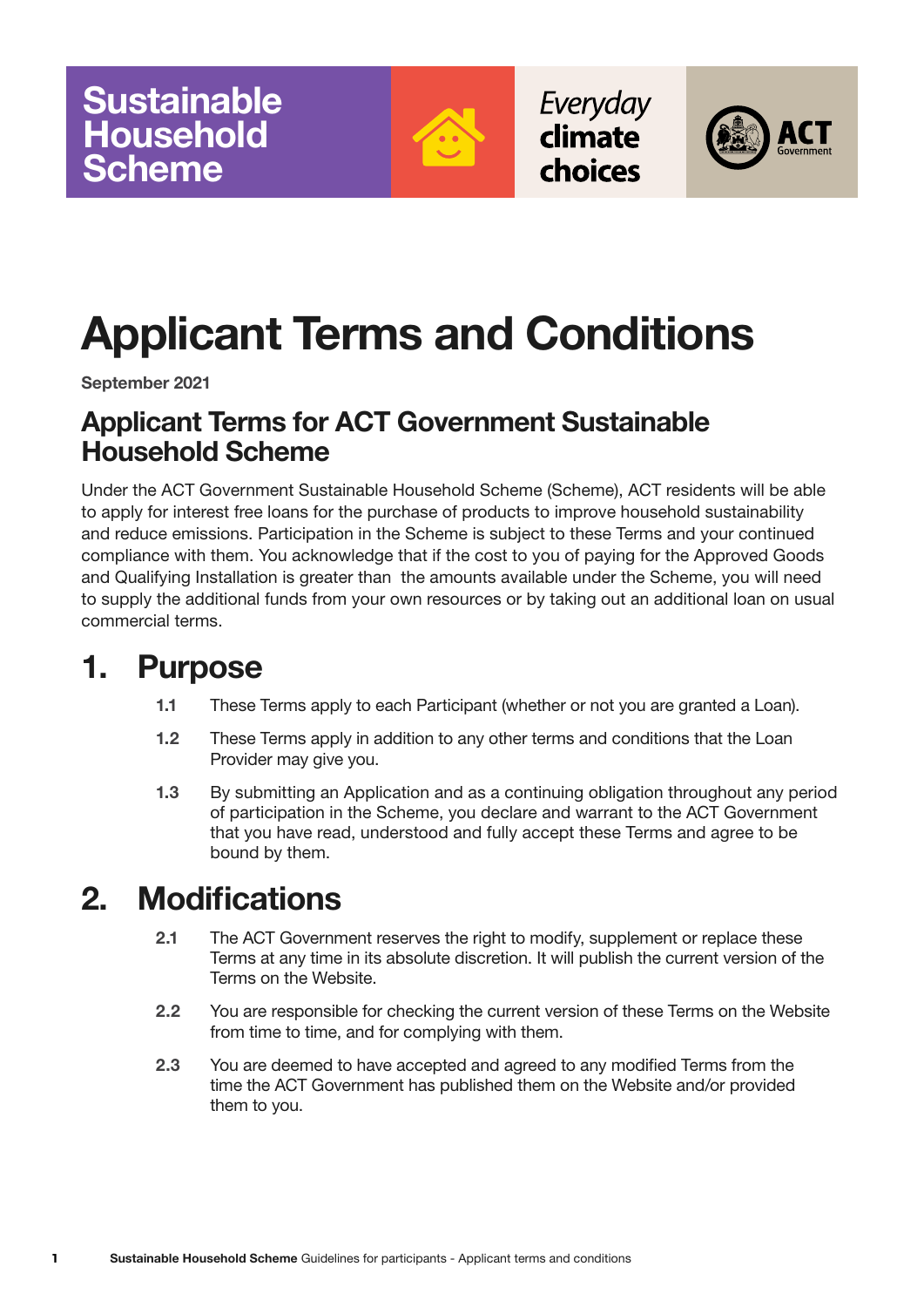Sustainable Household Scheme

*Everyday* **climate choices**

ACT Government

# Applicant Terms and Conditions

**September 2021**

## Applicant Terms for ACT Government Sustainable Household Scheme

Under the ACT Government Sustainable Household Scheme (Scheme), ACT residents will be able to apply for interest free loans for the purchase of products to improve household sustainability and reduce emissions. Participation in the Scheme is subject to these Terms and your continued compliance with them. You acknowledge that if the cost to you of paying for the Approved Goods and Qualifying Installation is greater than the amounts available under the Scheme, you will need to supply the additional funds from your own resources or by taking out an additional loan on usual commercial terms.

## 1. Purpose

**1.1** These Terms apply to each Participant (whether or not you are granted a Loan).

**1.2** These Terms apply in addition to any other terms and conditions that the Loan Provider may give you.

**1.3** By submitting an Application and as a continuing obligation throughout any period of participation in the Scheme, you declare and warrant to the ACT Government that you have read, understood and fully accept these Terms and agree to be bound by them.

## 2. Modifications

**2.1** The ACT Government reserves the right to modify, supplement or replace these Terms at any time in its absolute discretion. It will publish the current version of the Terms on the Website.

**2.2** You are responsible for checking the current version of these Terms on the Website from time to time, and for complying with them.

**2.3** You are deemed to have accepted and agreed to any modified Terms from the time the ACT Government has published them on the Website and/or provided them to you.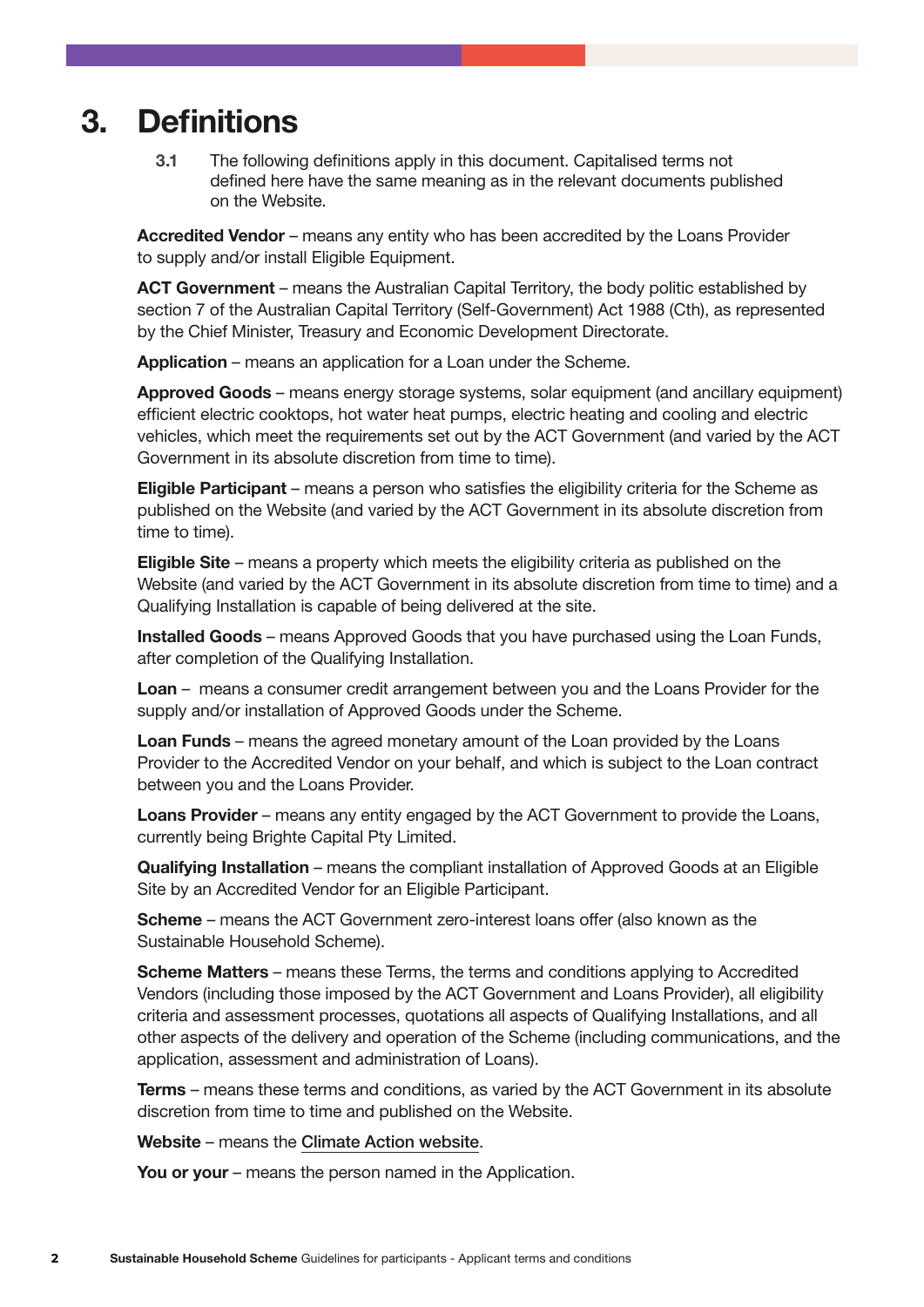# 3. Definitions

**3.1** The following definitions apply in this document. Capitalised terms not defined here have the same meaning as in the relevant documents published on the Website.

**Accredited Vendor** – means any entity who has been accredited by the Loans Provider to supply and/or install Eligible Equipment.

**ACT Government** – means the Australian Capital Territory, the body politic established by section 7 of the Australian Capital Territory (Self-Government) Act 1988 (Cth), as represented by the Chief Minister, Treasury and Economic Development Directorate.

**Application** – means an application for a Loan under the Scheme.

**Approved Goods** – means energy storage systems, solar equipment (and ancillary equipment) efficient electric cooktops, hot water heat pumps, electric heating and cooling and electric vehicles, which meet the requirements set out by the ACT Government (and varied by the ACT Government in its absolute discretion from time to time).

**Eligible Participant** – means a person who satisfies the eligibility criteria for the Scheme as published on the Website (and varied by the ACT Government in its absolute discretion from time to time).

**Eligible Site** – means a property which meets the eligibility criteria as published on the Website (and varied by the ACT Government in its absolute discretion from time to time) and a Qualifying Installation is capable of being delivered at the site.

**Installed Goods** – means Approved Goods that you have purchased using the Loan Funds, after completion of the Qualifying Installation.

**Loan** – means a consumer credit arrangement between you and the Loans Provider for the supply and/or installation of Approved Goods under the Scheme.

**Loan Funds** – means the agreed monetary amount of the Loan provided by the Loans Provider to the Accredited Vendor on your behalf, and which is subject to the Loan contract between you and the Loans Provider.

**Loans Provider** – means any entity engaged by the ACT Government to provide the Loans, currently being Brighte Capital Pty Limited.

**Qualifying Installation** – means the compliant installation of Approved Goods at an Eligible Site by an Accredited Vendor for an Eligible Participant.

**Scheme** – means the ACT Government zero-interest loans offer (also known as the Sustainable Household Scheme).

**Scheme Matters** – means these Terms, the terms and conditions applying to Accredited Vendors (including those imposed by the ACT Government and Loans Provider), all eligibility criteria and assessment processes, quotations all aspects of Qualifying Installations, and all other aspects of the delivery and operation of the Scheme (including communications, and the application, assessment and administration of Loans).

**Terms** – means these terms and conditions, as varied by the ACT Government in its absolute discretion from time to time and published on the Website.

**Website** – means the Climate Action website.

**You or your** – means the person named in the Application.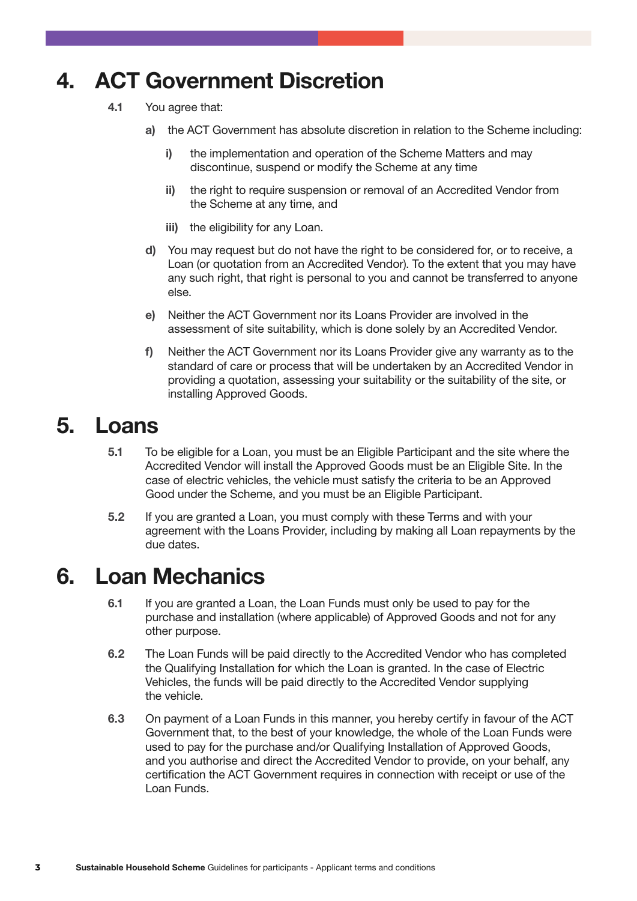# 4. ACT Government Discretion

**4.1** You agree that:

**a)** the ACT Government has absolute discretion in relation to the Scheme including:

**i)** the implementation and operation of the Scheme Matters and may discontinue, suspend or modify the Scheme at any time

**ii)** the right to require suspension or removal of an Accredited Vendor from the Scheme at any time, and

**iii)** the eligibility for any Loan.

**d)** You may request but do not have the right to be considered for, or to receive, a Loan (or quotation from an Accredited Vendor). To the extent that you may have any such right, that right is personal to you and cannot be transferred to anyone else.

**e)** Neither the ACT Government nor its Loans Provider are involved in the assessment of site suitability, which is done solely by an Accredited Vendor.

**f)** Neither the ACT Government nor its Loans Provider give any warranty as to the standard of care or process that will be undertaken by an Accredited Vendor in providing a quotation, assessing your suitability or the suitability of the site, or installing Approved Goods.

# 5. Loans

**5.1** To be eligible for a Loan, you must be an Eligible Participant and the site where the Accredited Vendor will install the Approved Goods must be an Eligible Site. In the case of electric vehicles, the vehicle must satisfy the criteria to be an Approved Good under the Scheme, and you must be an Eligible Participant.

**5.2** If you are granted a Loan, you must comply with these Terms and with your agreement with the Loans Provider, including by making all Loan repayments by the due dates.

# 6. Loan Mechanics

**6.1** If you are granted a Loan, the Loan Funds must only be used to pay for the purchase and installation (where applicable) of Approved Goods and not for any other purpose.

**6.2** The Loan Funds will be paid directly to the Accredited Vendor who has completed the Qualifying Installation for which the Loan is granted. In the case of Electric Vehicles, the funds will be paid directly to the Accredited Vendor supplying the vehicle.

**6.3** On payment of a Loan Funds in this manner, you hereby certify in favour of the ACT Government that, to the best of your knowledge, the whole of the Loan Funds were used to pay for the purchase and/or Qualifying Installation of Approved Goods, and you authorise and direct the Accredited Vendor to provide, on your behalf, any certification the ACT Government requires in connection with receipt or use of the Loan Funds.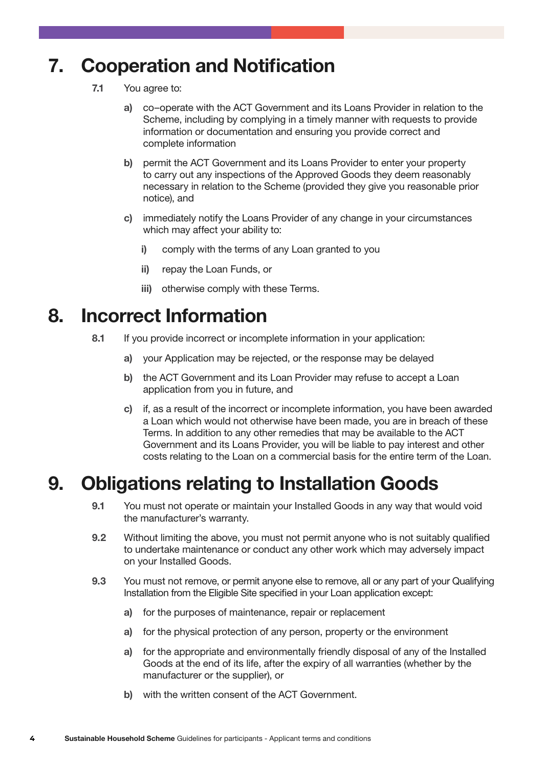# 7. Cooperation and Notification

**7.1** You agree to:

**a)** co–operate with the ACT Government and its Loans Provider in relation to the Scheme, including by complying in a timely manner with requests to provide information or documentation and ensuring you provide correct and complete information

**b)** permit the ACT Government and its Loans Provider to enter your property to carry out any inspections of the Approved Goods they deem reasonably necessary in relation to the Scheme (provided they give you reasonable prior notice), and

**c)** immediately notify the Loans Provider of any change in your circumstances which may affect your ability to:

**i)** comply with the terms of any Loan granted to you

**ii)** repay the Loan Funds, or

**iii)** otherwise comply with these Terms.

# 8. Incorrect Information

**8.1** If you provide incorrect or incomplete information in your application:

**a)** your Application may be rejected, or the response may be delayed

**b)** the ACT Government and its Loan Provider may refuse to accept a Loan application from you in future, and

**c)** if, as a result of the incorrect or incomplete information, you have been awarded a Loan which would not otherwise have been made, you are in breach of these Terms. In addition to any other remedies that may be available to the ACT Government and its Loans Provider, you will be liable to pay interest and other costs relating to the Loan on a commercial basis for the entire term of the Loan.

# 9. Obligations relating to Installation Goods

**9.1** You must not operate or maintain your Installed Goods in any way that would void the manufacturer's warranty.

**9.2** Without limiting the above, you must not permit anyone who is not suitably qualified to undertake maintenance or conduct any other work which may adversely impact on your Installed Goods.

**9.3** You must not remove, or permit anyone else to remove, all or any part of your Qualifying Installation from the Eligible Site specified in your Loan application except:

**a)** for the purposes of maintenance, repair or replacement

**a)** for the physical protection of any person, property or the environment

**a)** for the appropriate and environmentally friendly disposal of any of the Installed Goods at the end of its life, after the expiry of all warranties (whether by the manufacturer or the supplier), or

**b)** with the written consent of the ACT Government.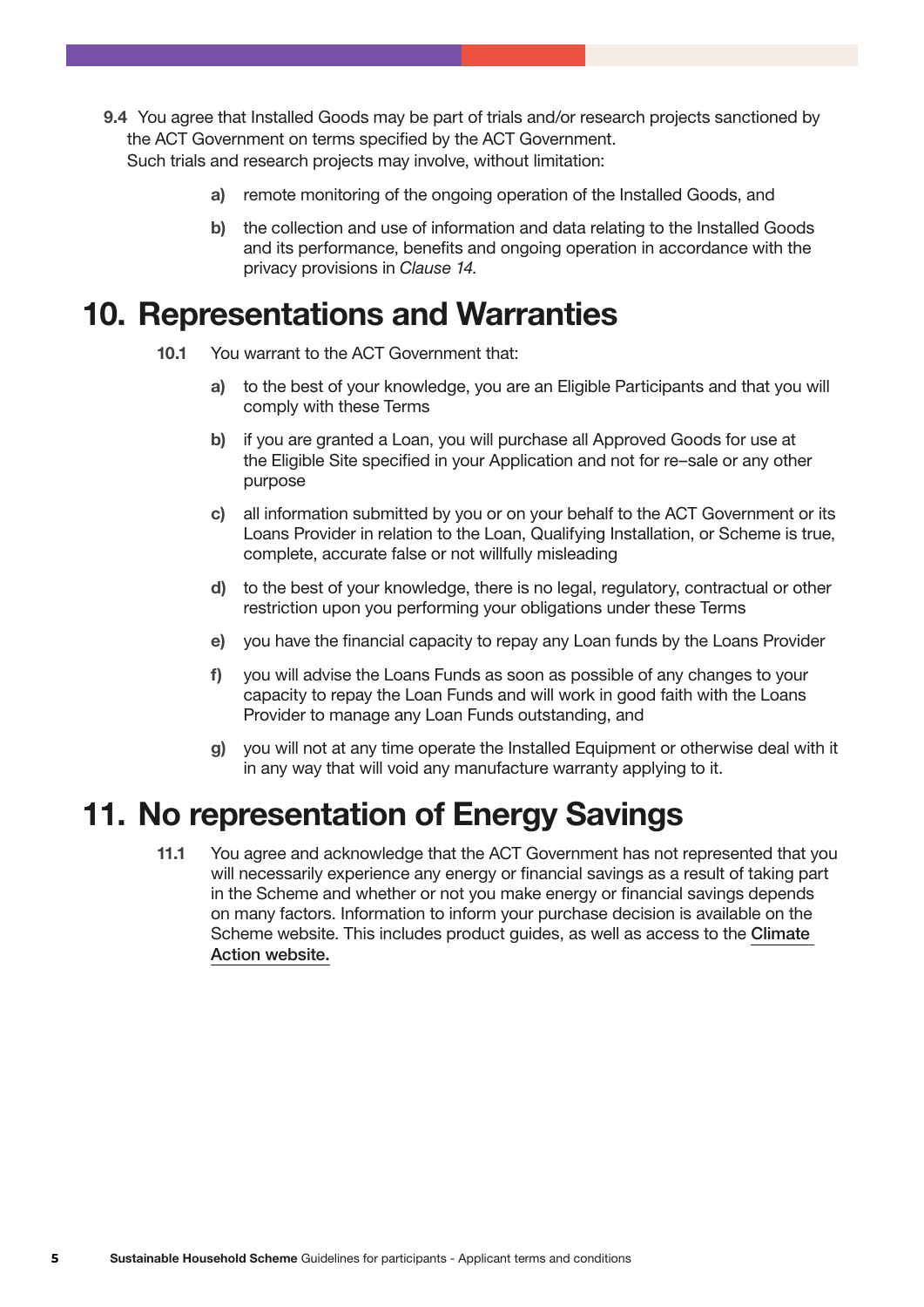**9.4** You agree that Installed Goods may be part of trials and/or research projects sanctioned by the ACT Government on terms specified by the ACT Government.
Such trials and research projects may involve, without limitation:

- **a)** remote monitoring of the ongoing operation of the Installed Goods, and
- **b)** the collection and use of information and data relating to the Installed Goods and its performance, benefits and ongoing operation in accordance with the privacy provisions in *Clause 14.*

# 10. Representations and Warranties

**10.1** You warrant to the ACT Government that:

- **a)** to the best of your knowledge, you are an Eligible Participants and that you will comply with these Terms
- **b)** if you are granted a Loan, you will purchase all Approved Goods for use at the Eligible Site specified in your Application and not for re–sale or any other purpose
- **c)** all information submitted by you or on your behalf to the ACT Government or its Loans Provider in relation to the Loan, Qualifying Installation, or Scheme is true, complete, accurate false or not willfully misleading
- **d)** to the best of your knowledge, there is no legal, regulatory, contractual or other restriction upon you performing your obligations under these Terms
- **e)** you have the financial capacity to repay any Loan funds by the Loans Provider
- **f)** you will advise the Loans Funds as soon as possible of any changes to your capacity to repay the Loan Funds and will work in good faith with the Loans Provider to manage any Loan Funds outstanding, and
- **g)** you will not at any time operate the Installed Equipment or otherwise deal with it in any way that will void any manufacture warranty applying to it.

# 11. No representation of Energy Savings

**11.1** You agree and acknowledge that the ACT Government has not represented that you will necessarily experience any energy or financial savings as a result of taking part in the Scheme and whether or not you make energy or financial savings depends on many factors. Information to inform your purchase decision is available on the Scheme website. This includes product guides, as well as access to the Climate Action website.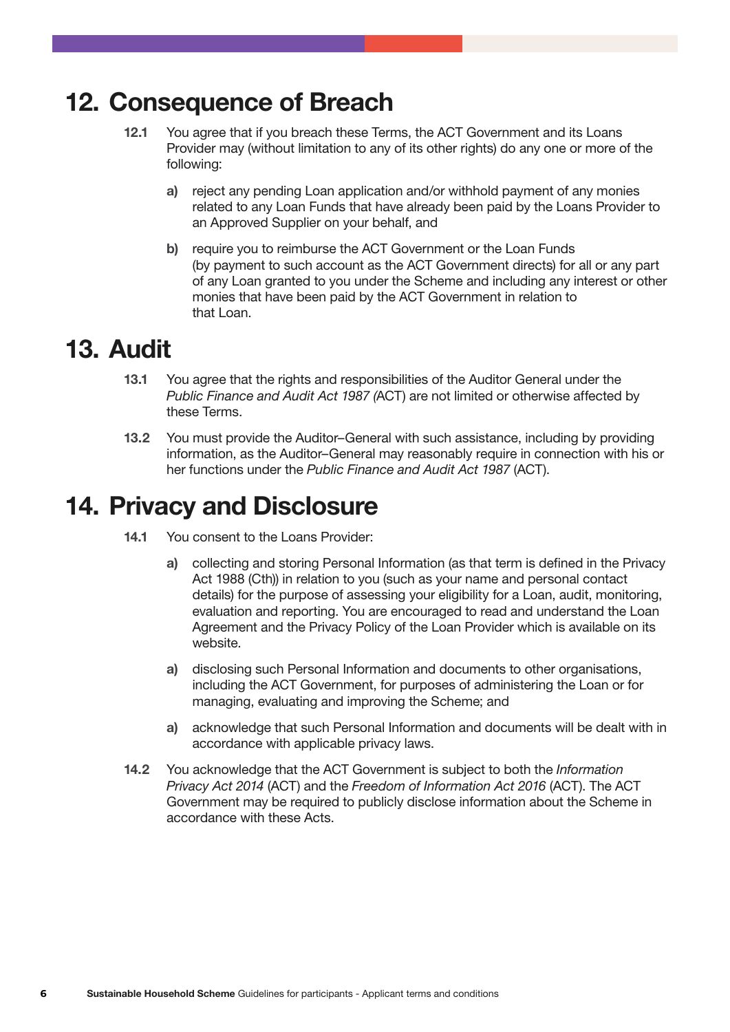# 12. Consequence of Breach

**12.1** You agree that if you breach these Terms, the ACT Government and its Loans Provider may (without limitation to any of its other rights) do any one or more of the following:

- **a)** reject any pending Loan application and/or withhold payment of any monies related to any Loan Funds that have already been paid by the Loans Provider to an Approved Supplier on your behalf, and
- **b)** require you to reimburse the ACT Government or the Loan Funds (by payment to such account as the ACT Government directs) for all or any part of any Loan granted to you under the Scheme and including any interest or other monies that have been paid by the ACT Government in relation to that Loan.

# 13. Audit

**13.1** You agree that the rights and responsibilities of the Auditor General under the *Public Finance and Audit Act 1987 (*ACT) are not limited or otherwise affected by these Terms.

**13.2** You must provide the Auditor–General with such assistance, including by providing information, as the Auditor–General may reasonably require in connection with his or her functions under the *Public Finance and Audit Act 1987* (ACT).

# 14. Privacy and Disclosure

**14.1** You consent to the Loans Provider:

- **a)** collecting and storing Personal Information (as that term is defined in the Privacy Act 1988 (Cth)) in relation to you (such as your name and personal contact details) for the purpose of assessing your eligibility for a Loan, audit, monitoring, evaluation and reporting. You are encouraged to read and understand the Loan Agreement and the Privacy Policy of the Loan Provider which is available on its website.
- **a)** disclosing such Personal Information and documents to other organisations, including the ACT Government, for purposes of administering the Loan or for managing, evaluating and improving the Scheme; and
- **a)** acknowledge that such Personal Information and documents will be dealt with in accordance with applicable privacy laws.

**14.2** You acknowledge that the ACT Government is subject to both the *Information Privacy Act 2014* (ACT) and the *Freedom of Information Act 2016* (ACT). The ACT Government may be required to publicly disclose information about the Scheme in accordance with these Acts.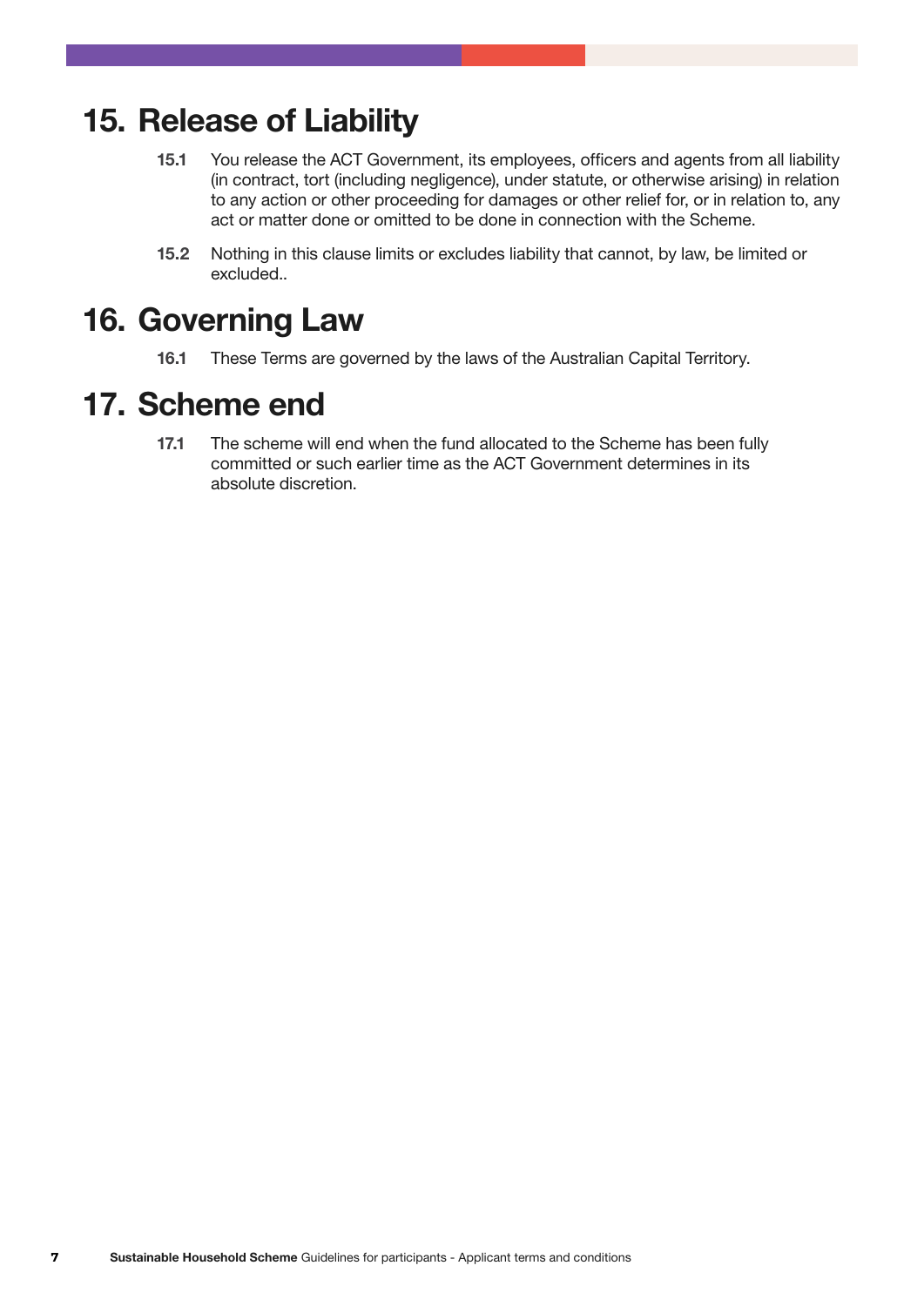# 15. Release of Liability

**15.1** You release the ACT Government, its employees, officers and agents from all liability (in contract, tort (including negligence), under statute, or otherwise arising) in relation to any action or other proceeding for damages or other relief for, or in relation to, any act or matter done or omitted to be done in connection with the Scheme.

**15.2** Nothing in this clause limits or excludes liability that cannot, by law, be limited or excluded..

# 16. Governing Law

**16.1** These Terms are governed by the laws of the Australian Capital Territory.

# 17. Scheme end

**17.1** The scheme will end when the fund allocated to the Scheme has been fully committed or such earlier time as the ACT Government determines in its absolute discretion.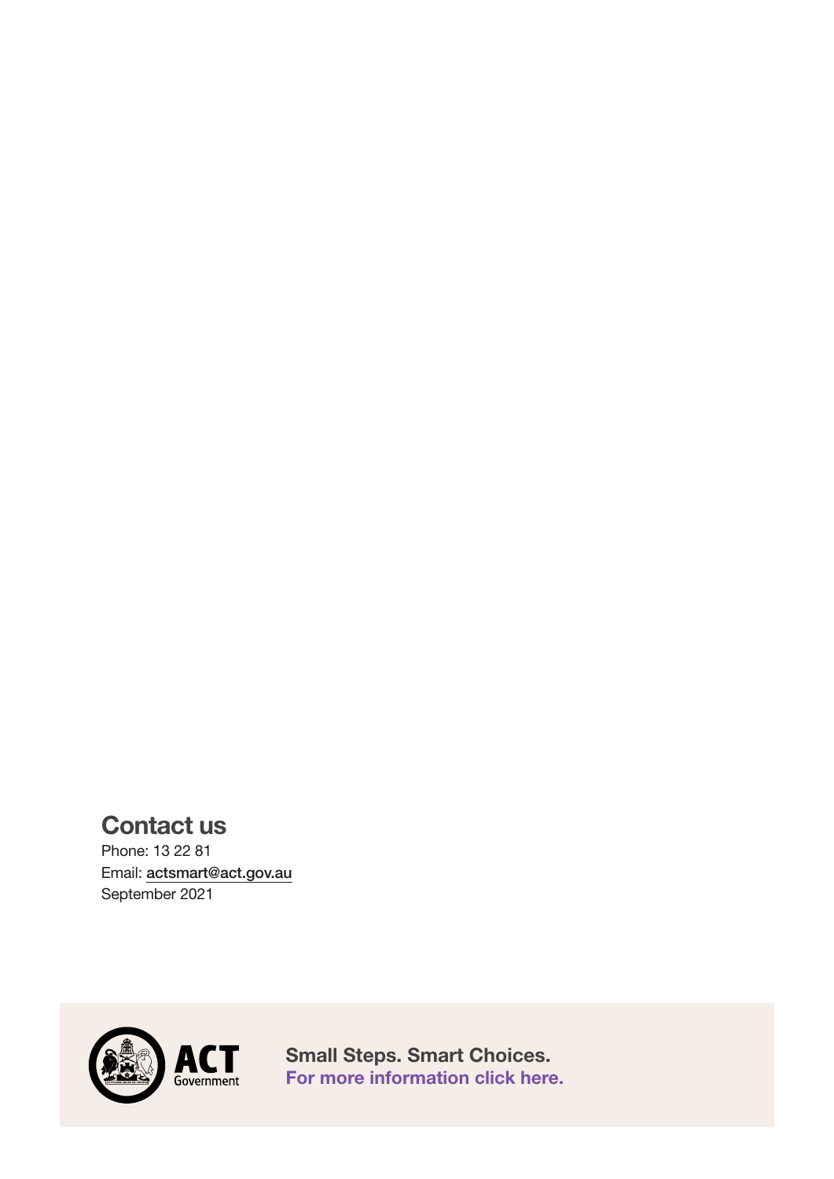## Contact us

Phone: 13 22 81

Email: actsmart@act.gov.au

September 2021

ACT Government

**Small Steps. Smart Choices.**

**For more information click here.**